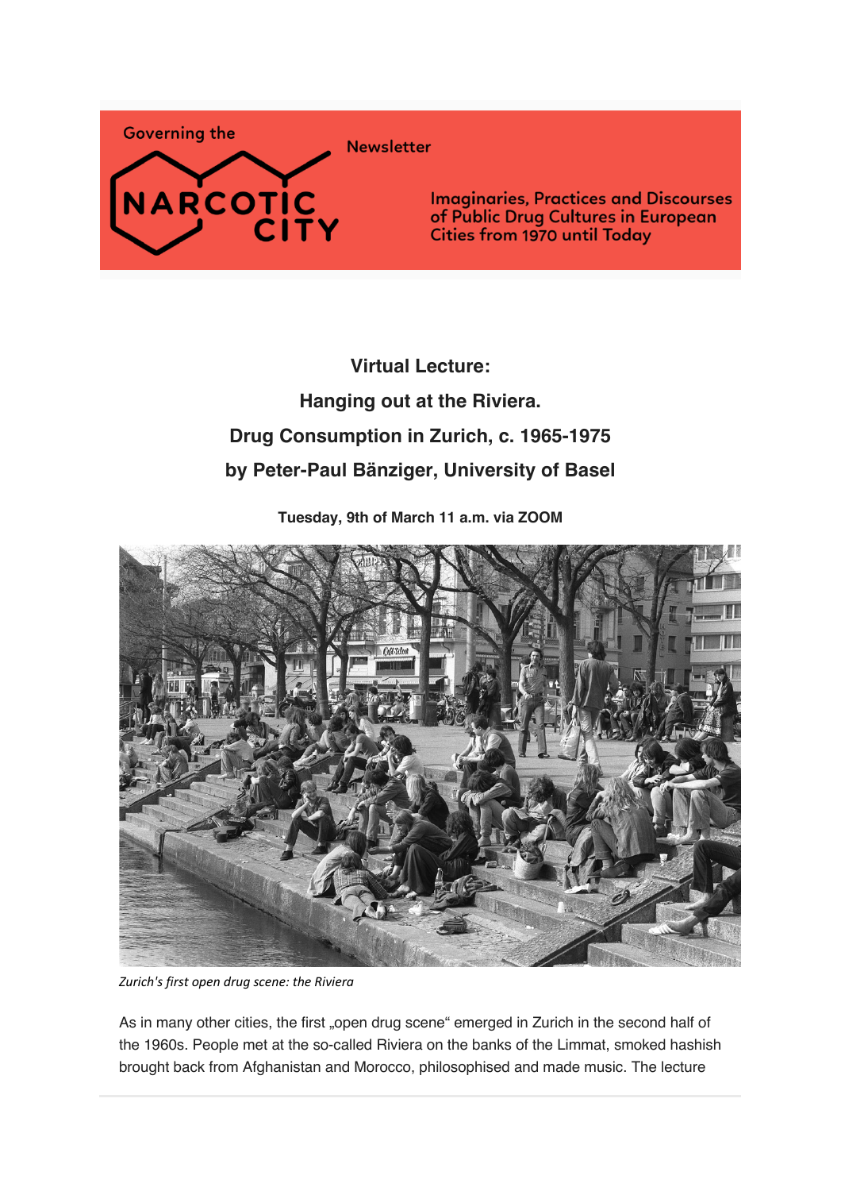Governing the

NARCOTIC CITY

Newsletter

Imaginaries, Practices and Discourses of Public Drug Cultures in European Cities from 1970 until Today

## Virtual Lecture:
## Hanging out at the Riviera.
## Drug Consumption in Zurich, c. 1965-1975
## by Peter-Paul Bänziger, University of Basel

**Tuesday, 9th of March 11 a.m. via ZOOM**

*Zurich's first open drug scene: the Riviera*

As in many other cities, the first „open drug scene“ emerged in Zurich in the second half of the 1960s. People met at the so-called Riviera on the banks of the Limmat, smoked hashish brought back from Afghanistan and Morocco, philosophised and made music. The lecture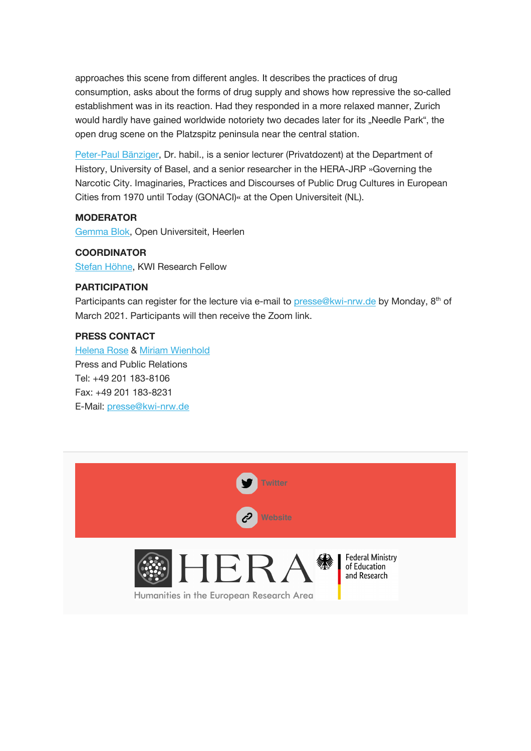approaches this scene from different angles. It describes the practices of drug consumption, asks about the forms of drug supply and shows how repressive the so-called establishment was in its reaction. Had they responded in a more relaxed manner, Zurich would hardly have gained worldwide notoriety two decades later for its „Needle Park", the open drug scene on the Platzspitz peninsula near the central station.

Peter-Paul Bänziger, Dr. habil., is a senior lecturer (Privatdozent) at the Department of History, University of Basel, and a senior researcher in the HERA-JRP »Governing the Narcotic City. Imaginaries, Practices and Discourses of Public Drug Cultures in European Cities from 1970 until Today (GONACI)« at the Open Universiteit (NL).

**MODERATOR**
Gemma Blok, Open Universiteit, Heerlen

**COORDINATOR**
Stefan Höhne, KWI Research Fellow

**PARTICIPATION**
Participants can register for the lecture via e-mail to presse@kwi-nrw.de by Monday, 8th of March 2021. Participants will then receive the Zoom link.

**PRESS CONTACT**
Helena Rose & Miriam Wienhold
Press and Public Relations
Tel: +49 201 183-8106
Fax: +49 201 183-8231
E-Mail: presse@kwi-nrw.de

Twitter

Website

HERA
Humanities in the European Research Area

Federal Ministry of Education and Research